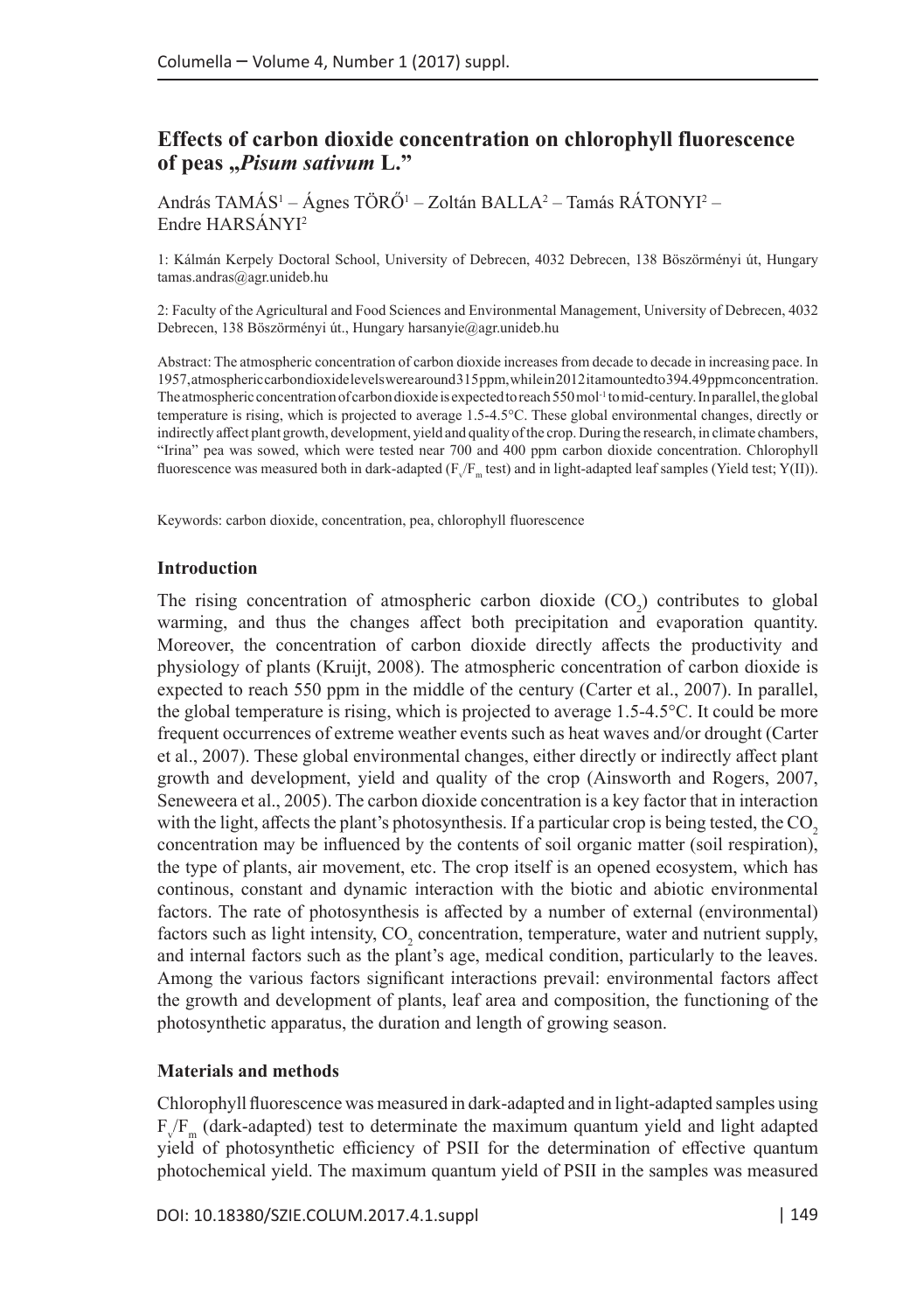# Effects of carbon dioxide concentration on chlorophyll fluorescence of peas „*Pisum sativum* L."

András TAMÁS[1] – Ágnes TÖRŐ[1] – Zoltán BALLA[2] – Tamás RÁTONYI[2] – Endre HARSÁNYI[2]

1: Kálmán Kerpely Doctoral School, University of Debrecen, 4032 Debrecen, 138 Böszörményi út, Hungary tamas.andras@agr.unideb.hu

2: Faculty of the Agricultural and Food Sciences and Environmental Management, University of Debrecen, 4032 Debrecen, 138 Böszörményi út., Hungary harsanyie@agr.unideb.hu

Abstract: The atmospheric concentration of carbon dioxide increases from decade to decade in increasing pace. In 1957, atmospheric carbon dioxide levels were around 315 ppm, while in 2012 it amounted to 394.49 ppm concentration. The atmospheric concentration of carbon dioxide is expected to reach 550 mol$^{-1}$ to mid-century. In parallel, the global temperature is rising, which is projected to average 1.5-4.5°C. These global environmental changes, directly or indirectly affect plant growth, development, yield and quality of the crop. During the research, in climate chambers, "Irina" pea was sowed, which were tested near 700 and 400 ppm carbon dioxide concentration. Chlorophyll fluorescence was measured both in dark-adapted ($F_v/F_m$ test) and in light-adapted leaf samples (Yield test; Y(II)).

Keywords: carbon dioxide, concentration, pea, chlorophyll fluorescence

## Introduction

The rising concentration of atmospheric carbon dioxide ($CO_2$) contributes to global warming, and thus the changes affect both precipitation and evaporation quantity. Moreover, the concentration of carbon dioxide directly affects the productivity and physiology of plants (Kruijt, 2008). The atmospheric concentration of carbon dioxide is expected to reach 550 ppm in the middle of the century (Carter et al., 2007). In parallel, the global temperature is rising, which is projected to average 1.5-4.5°C. It could be more frequent occurrences of extreme weather events such as heat waves and/or drought (Carter et al., 2007). These global environmental changes, either directly or indirectly affect plant growth and development, yield and quality of the crop (Ainsworth and Rogers, 2007, Seneweera et al., 2005). The carbon dioxide concentration is a key factor that in interaction with the light, affects the plant's photosynthesis. If a particular crop is being tested, the $CO_2$ concentration may be influenced by the contents of soil organic matter (soil respiration), the type of plants, air movement, etc. The crop itself is an opened ecosystem, which has continous, constant and dynamic interaction with the biotic and abiotic environmental factors. The rate of photosynthesis is affected by a number of external (environmental) factors such as light intensity, $CO_2$ concentration, temperature, water and nutrient supply, and internal factors such as the plant's age, medical condition, particularly to the leaves. Among the various factors significant interactions prevail: environmental factors affect the growth and development of plants, leaf area and composition, the functioning of the photosynthetic apparatus, the duration and length of growing season.

## Materials and methods

Chlorophyll fluorescence was measured in dark-adapted and in light-adapted samples using $F_v/F_m$ (dark-adapted) test to determinate the maximum quantum yield and light adapted yield of photosynthetic efficiency of PSII for the determination of effective quantum photochemical yield. The maximum quantum yield of PSII in the samples was measured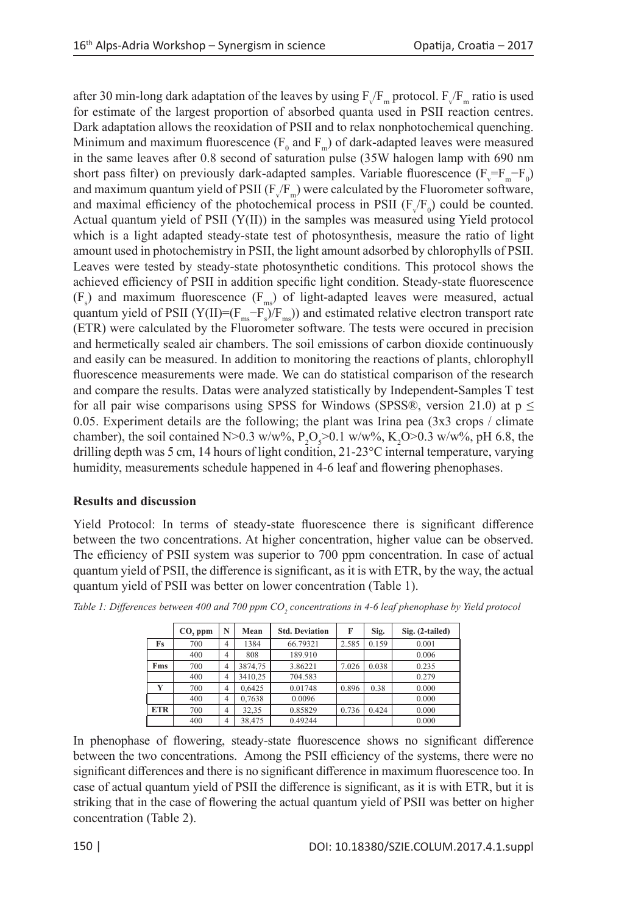after 30 min-long dark adaptation of the leaves by using $F_v/F_m$ protocol. $F_v/F_m$ ratio is used for estimate of the largest proportion of absorbed quanta used in PSII reaction centres. Dark adaptation allows the reoxidation of PSII and to relax nonphotochemical quenching. Minimum and maximum fluorescence ($F_0$ and $F_m$) of dark-adapted leaves were measured in the same leaves after 0.8 second of saturation pulse (35W halogen lamp with 690 nm short pass filter) on previously dark-adapted samples. Variable fluorescence ($F_v=F_m-F_0$) and maximum quantum yield of PSII ($F_v/F_m$) were calculated by the Fluorometer software, and maximal efficiency of the photochemical process in PSII ($F_v/F_0$) could be counted. Actual quantum yield of PSII (Y(II)) in the samples was measured using Yield protocol which is a light adapted steady-state test of photosynthesis, measure the ratio of light amount used in photochemistry in PSII, the light amount adsorbed by chlorophylls of PSII. Leaves were tested by steady-state photosynthetic conditions. This protocol shows the achieved efficiency of PSII in addition specific light condition. Steady-state fluorescence ($F_s$) and maximum fluorescence ($F_{ms}$) of light-adapted leaves were measured, actual quantum yield of PSII ($Y(II)=(F_{ms}-F_s)/F_{ms}$)) and estimated relative electron transport rate (ETR) were calculated by the Fluorometer software. The tests were occured in precision and hermetically sealed air chambers. The soil emissions of carbon dioxide continuously and easily can be measured. In addition to monitoring the reactions of plants, chlorophyll fluorescence measurements were made. We can do statistical comparison of the research and compare the results. Datas were analyzed statistically by Independent-Samples T test for all pair wise comparisons using SPSS for Windows (SPSS®, version 21.0) at $p \leq 0.05$. Experiment details are the following; the plant was Irina pea (3x3 crops / climate chamber), the soil contained N>0.3 w/w%, $P_2O_5$>0.1 w/w%, $K_2O$>0.3 w/w%, pH 6.8, the drilling depth was 5 cm, 14 hours of light condition, 21-23°C internal temperature, varying humidity, measurements schedule happened in 4-6 leaf and flowering phenophases.

## Results and discussion

Yield Protocol: In terms of steady-state fluorescence there is significant difference between the two concentrations. At higher concentration, higher value can be observed. The efficiency of PSII system was superior to 700 ppm concentration. In case of actual quantum yield of PSII, the difference is significant, as it is with ETR, by the way, the actual quantum yield of PSII was better on lower concentration (Table 1).

*Table 1: Differences between 400 and 700 ppm $CO_2$ concentrations in 4-6 leaf phenophase by Yield protocol*

| | $CO_2$ ppm | N | Mean | Std. Deviation | F | Sig. | Sig. (2-tailed) |
|---|---|---|---|---|---|---|---|
| Fs | 700 | 4 | 1384 | 66.79321 | 2.585 | 0.159 | 0.001 |
| | 400 | 4 | 808 | 189.910 | | | 0.006 |
| Fms | 700 | 4 | 3874,75 | 3.86221 | 7.026 | 0.038 | 0.235 |
| | 400 | 4 | 3410,25 | 704.583 | | | 0.279 |
| Y | 700 | 4 | 0,6425 | 0.01748 | 0.896 | 0.38 | 0.000 |
| | 400 | 4 | 0,7638 | 0.0096 | | | 0.000 |
| ETR | 700 | 4 | 32,35 | 0.85829 | 0.736 | 0.424 | 0.000 |
| | 400 | 4 | 38,475 | 0.49244 | | | 0.000 |

In phenophase of flowering, steady-state fluorescence shows no significant difference between the two concentrations. Among the PSII efficiency of the systems, there were no significant differences and there is no significant difference in maximum fluorescence too. In case of actual quantum yield of PSII the difference is significant, as it is with ETR, but it is striking that in the case of flowering the actual quantum yield of PSII was better on higher concentration (Table 2).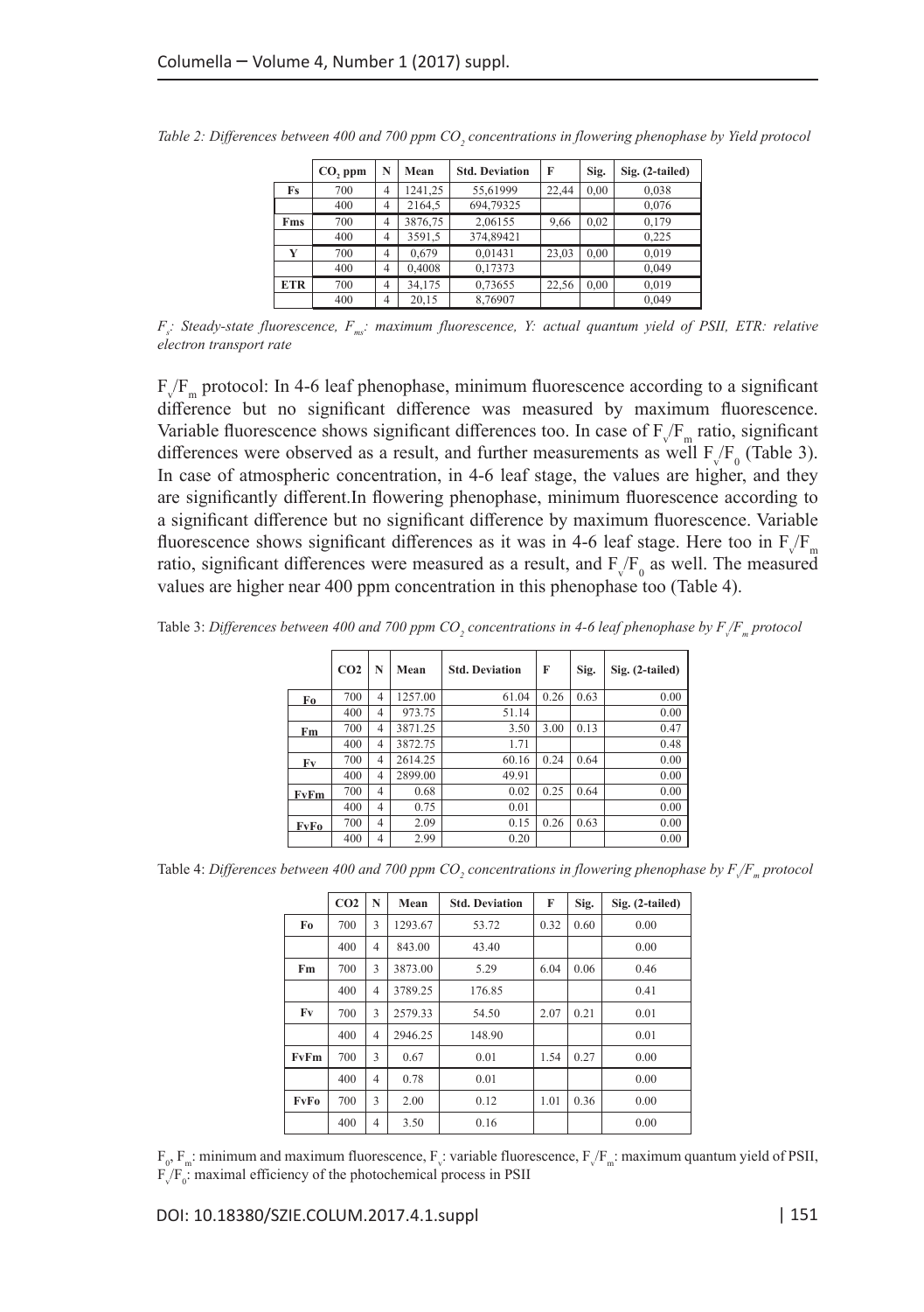*Table 2: Differences between 400 and 700 ppm $CO_2$ concentrations in flowering phenophase by Yield protocol*

| | $CO_2$ ppm | N | Mean | Std. Deviation | F | Sig. | Sig. (2-tailed) |
|---|---|---|---|---|---|---|---|
| Fs | 700 | 4 | 1241,25 | 55,61999 | 22,44 | 0,00 | 0,038 |
| | 400 | 4 | 2164,5 | 694,79325 | | | 0,076 |
| Fms | 700 | 4 | 3876,75 | 2,06155 | 9,66 | 0,02 | 0,179 |
| | 400 | 4 | 3591,5 | 374,89421 | | | 0,225 |
| Y | 700 | 4 | 0,679 | 0,01431 | 23,03 | 0,00 | 0,019 |
| | 400 | 4 | 0,4008 | 0,17373 | | | 0,049 |
| ETR | 700 | 4 | 34,175 | 0,73655 | 22,56 | 0,00 | 0,019 |
| | 400 | 4 | 20,15 | 8,76907 | | | 0,049 |

*$F_s$: Steady-state fluorescence, $F_{ms}$: maximum fluorescence, Y: actual quantum yield of PSII, ETR: relative electron transport rate*

$F_v/F_m$ protocol: In 4-6 leaf phenophase, minimum fluorescence according to a significant difference but no significant difference was measured by maximum fluorescence. Variable fluorescence shows significant differences too. In case of $F_v/F_m$ ratio, significant differences were observed as a result, and further measurements as well $F_v/F_0$ (Table 3). In case of atmospheric concentration, in 4-6 leaf stage, the values are higher, and they are significantly different.In flowering phenophase, minimum fluorescence according to a significant difference but no significant difference by maximum fluorescence. Variable fluorescence shows significant differences as it was in 4-6 leaf stage. Here too in $F_v/F_m$ ratio, significant differences were measured as a result, and $F_v/F_0$ as well. The measured values are higher near 400 ppm concentration in this phenophase too (Table 4).

Table 3: *Differences between 400 and 700 ppm $CO_2$ concentrations in 4-6 leaf phenophase by $F_v/F_m$ protocol*

| | CO2 | N | Mean | Std. Deviation | F | Sig. | Sig. (2-tailed) |
|---|---|---|---|---|---|---|---|
| Fo | 700 | 4 | 1257.00 | 61.04 | 0.26 | 0.63 | 0.00 |
| | 400 | 4 | 973.75 | 51.14 | | | 0.00 |
| Fm | 700 | 4 | 3871.25 | 3.50 | 3.00 | 0.13 | 0.47 |
| | 400 | 4 | 3872.75 | 1.71 | | | 0.48 |
| Fv | 700 | 4 | 2614.25 | 60.16 | 0.24 | 0.64 | 0.00 |
| | 400 | 4 | 2899.00 | 49.91 | | | 0.00 |
| FvFm | 700 | 4 | 0.68 | 0.02 | 0.25 | 0.64 | 0.00 |
| | 400 | 4 | 0.75 | 0.01 | | | 0.00 |
| FvFo | 700 | 4 | 2.09 | 0.15 | 0.26 | 0.63 | 0.00 |
| | 400 | 4 | 2.99 | 0.20 | | | 0.00 |

Table 4: *Differences between 400 and 700 ppm $CO_2$ concentrations in flowering phenophase by $F_v/F_m$ protocol*

| | CO2 | N | Mean | Std. Deviation | F | Sig. | Sig. (2-tailed) |
|---|---|---|---|---|---|---|---|
| Fo | 700 | 3 | 1293.67 | 53.72 | 0.32 | 0.60 | 0.00 |
| | 400 | 4 | 843.00 | 43.40 | | | 0.00 |
| Fm | 700 | 3 | 3873.00 | 5.29 | 6.04 | 0.06 | 0.46 |
| | 400 | 4 | 3789.25 | 176.85 | | | 0.41 |
| Fv | 700 | 3 | 2579.33 | 54.50 | 2.07 | 0.21 | 0.01 |
| | 400 | 4 | 2946.25 | 148.90 | | | 0.01 |
| FvFm | 700 | 3 | 0.67 | 0.01 | 1.54 | 0.27 | 0.00 |
| | 400 | 4 | 0.78 | 0.01 | | | 0.00 |
| FvFo | 700 | 3 | 2.00 | 0.12 | 1.01 | 0.36 | 0.00 |
| | 400 | 4 | 3.50 | 0.16 | | | 0.00 |

$F_0$, $F_m$: minimum and maximum fluorescence, $F_v$: variable fluorescence, $F_v/F_m$: maximum quantum yield of PSII, $F_v/F_0$: maximal efficiency of the photochemical process in PSII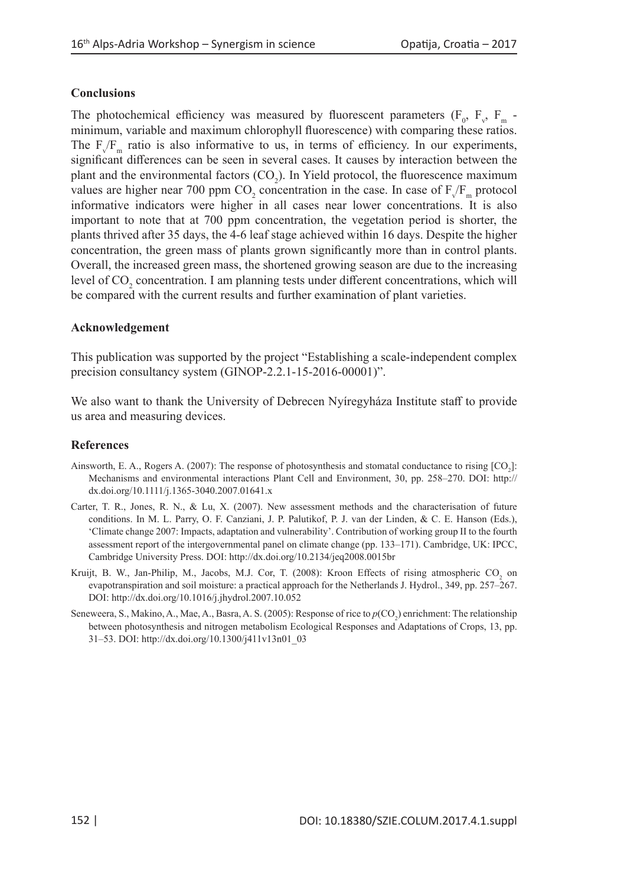## Conclusions

The photochemical efficiency was measured by fluorescent parameters ($F_0$, $F_v$, $F_m$ - minimum, variable and maximum chlorophyll fluorescence) with comparing these ratios. The $F_v/F_m$ ratio is also informative to us, in terms of efficiency. In our experiments, significant differences can be seen in several cases. It causes by interaction between the plant and the environmental factors ($CO_2$). In Yield protocol, the fluorescence maximum values are higher near 700 ppm $CO_2$ concentration in the case. In case of $F_v/F_m$ protocol informative indicators were higher in all cases near lower concentrations. It is also important to note that at 700 ppm concentration, the vegetation period is shorter, the plants thrived after 35 days, the 4-6 leaf stage achieved within 16 days. Despite the higher concentration, the green mass of plants grown significantly more than in control plants. Overall, the increased green mass, the shortened growing season are due to the increasing level of $CO_2$ concentration. I am planning tests under different concentrations, which will be compared with the current results and further examination of plant varieties.

## Acknowledgement

This publication was supported by the project "Establishing a scale-independent complex precision consultancy system (GINOP-2.2.1-15-2016-00001)".

We also want to thank the University of Debrecen Nyíregyháza Institute staff to provide us area and measuring devices.

## References

Ainsworth, E. A., Rogers A. (2007): The response of photosynthesis and stomatal conductance to rising [$CO_2$]: Mechanisms and environmental interactions Plant Cell and Environment, 30, pp. 258–270. DOI: http://dx.doi.org/10.1111/j.1365-3040.2007.01641.x

Carter, T. R., Jones, R. N., & Lu, X. (2007). New assessment methods and the characterisation of future conditions. In M. L. Parry, O. F. Canziani, J. P. Palutikof, P. J. van der Linden, & C. E. Hanson (Eds.), 'Climate change 2007: Impacts, adaptation and vulnerability'. Contribution of working group II to the fourth assessment report of the intergovernmental panel on climate change (pp. 133–171). Cambridge, UK: IPCC, Cambridge University Press. DOI: http://dx.doi.org/10.2134/jeq2008.0015br

Kruijt, B. W., Jan-Philip, M., Jacobs, M.J. Cor, T. (2008): Kroon Effects of rising atmospheric $CO_2$ on evapotranspiration and soil moisture: a practical approach for the Netherlands J. Hydrol., 349, pp. 257–267. DOI: http://dx.doi.org/10.1016/j.jhydrol.2007.10.052

Seneweera, S., Makino, A., Mae, A., Basra, A. S. (2005): Response of rice to $p(CO_2)$ enrichment: The relationship between photosynthesis and nitrogen metabolism Ecological Responses and Adaptations of Crops, 13, pp. 31–53. DOI: http://dx.doi.org/10.1300/j411v13n01_03